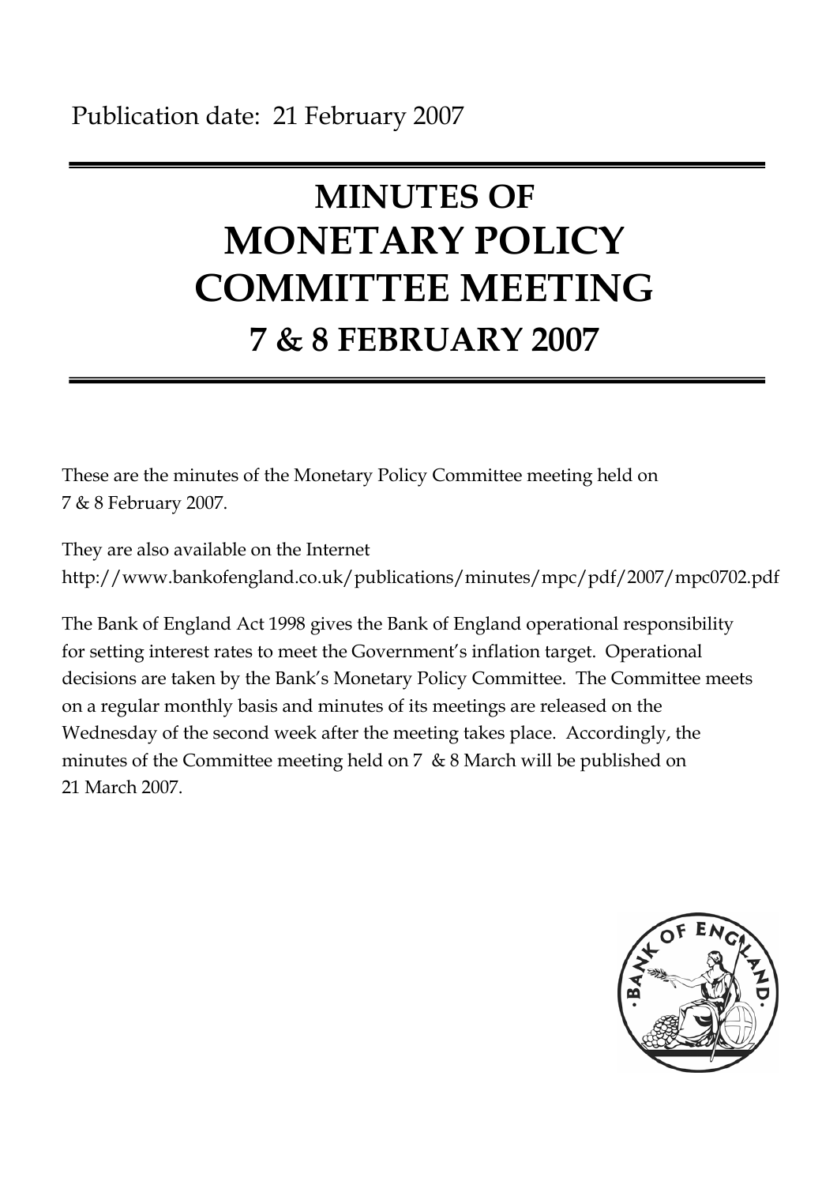Publication date: 21 February 2007

# MINUTES OF MONETARY POLICY COMMITTEE MEETING
## 7 & 8 FEBRUARY 2007

These are the minutes of the Monetary Policy Committee meeting held on 7 & 8 February 2007.

They are also available on the Internet
http://www.bankofengland.co.uk/publications/minutes/mpc/pdf/2007/mpc0702.pdf

The Bank of England Act 1998 gives the Bank of England operational responsibility for setting interest rates to meet the Government's inflation target. Operational decisions are taken by the Bank's Monetary Policy Committee. The Committee meets on a regular monthly basis and minutes of its meetings are released on the Wednesday of the second week after the meeting takes place. Accordingly, the minutes of the Committee meeting held on 7 & 8 March will be published on 21 March 2007.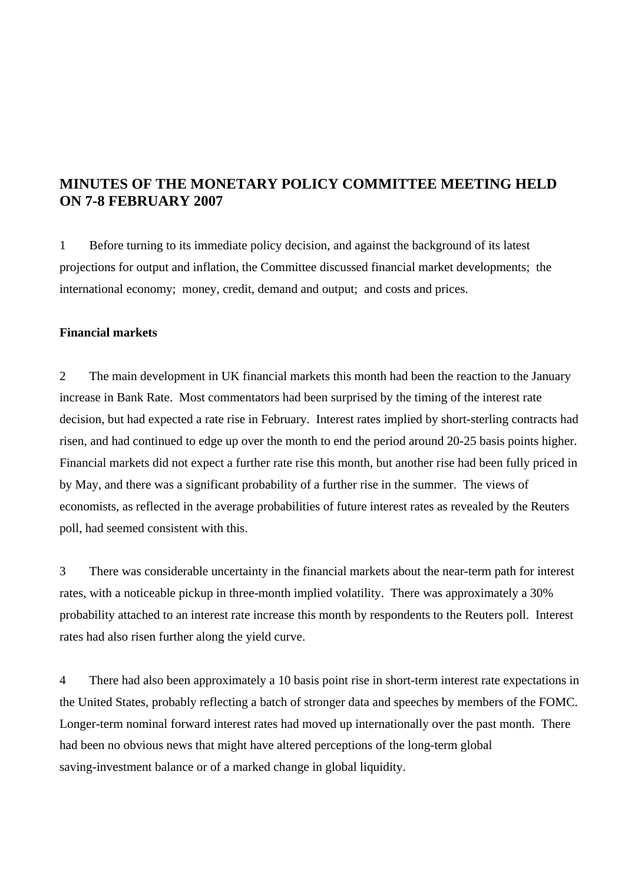# MINUTES OF THE MONETARY POLICY COMMITTEE MEETING HELD ON 7-8 FEBRUARY 2007

1 Before turning to its immediate policy decision, and against the background of its latest projections for output and inflation, the Committee discussed financial market developments; the international economy; money, credit, demand and output; and costs and prices.

## Financial markets

2 The main development in UK financial markets this month had been the reaction to the January increase in Bank Rate. Most commentators had been surprised by the timing of the interest rate decision, but had expected a rate rise in February. Interest rates implied by short-sterling contracts had risen, and had continued to edge up over the month to end the period around 20-25 basis points higher. Financial markets did not expect a further rate rise this month, but another rise had been fully priced in by May, and there was a significant probability of a further rise in the summer. The views of economists, as reflected in the average probabilities of future interest rates as revealed by the Reuters poll, had seemed consistent with this.

3 There was considerable uncertainty in the financial markets about the near-term path for interest rates, with a noticeable pickup in three-month implied volatility. There was approximately a 30% probability attached to an interest rate increase this month by respondents to the Reuters poll. Interest rates had also risen further along the yield curve.

4 There had also been approximately a 10 basis point rise in short-term interest rate expectations in the United States, probably reflecting a batch of stronger data and speeches by members of the FOMC. Longer-term nominal forward interest rates had moved up internationally over the past month. There had been no obvious news that might have altered perceptions of the long-term global saving-investment balance or of a marked change in global liquidity.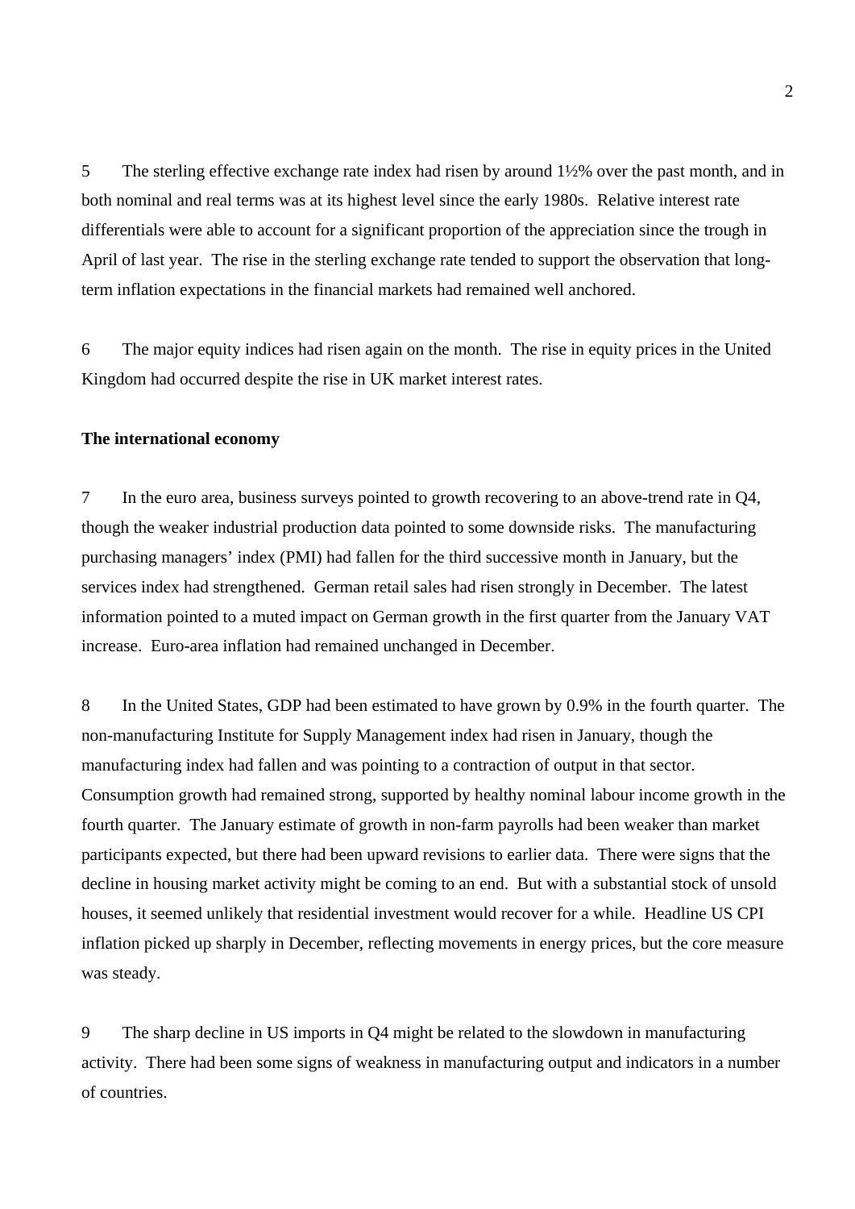5 The sterling effective exchange rate index had risen by around 1½% over the past month, and in both nominal and real terms was at its highest level since the early 1980s. Relative interest rate differentials were able to account for a significant proportion of the appreciation since the trough in April of last year. The rise in the sterling exchange rate tended to support the observation that long-term inflation expectations in the financial markets had remained well anchored.

6 The major equity indices had risen again on the month. The rise in equity prices in the United Kingdom had occurred despite the rise in UK market interest rates.

**The international economy**

7 In the euro area, business surveys pointed to growth recovering to an above-trend rate in Q4, though the weaker industrial production data pointed to some downside risks. The manufacturing purchasing managers' index (PMI) had fallen for the third successive month in January, but the services index had strengthened. German retail sales had risen strongly in December. The latest information pointed to a muted impact on German growth in the first quarter from the January VAT increase. Euro-area inflation had remained unchanged in December.

8 In the United States, GDP had been estimated to have grown by 0.9% in the fourth quarter. The non-manufacturing Institute for Supply Management index had risen in January, though the manufacturing index had fallen and was pointing to a contraction of output in that sector. Consumption growth had remained strong, supported by healthy nominal labour income growth in the fourth quarter. The January estimate of growth in non-farm payrolls had been weaker than market participants expected, but there had been upward revisions to earlier data. There were signs that the decline in housing market activity might be coming to an end. But with a substantial stock of unsold houses, it seemed unlikely that residential investment would recover for a while. Headline US CPI inflation picked up sharply in December, reflecting movements in energy prices, but the core measure was steady.

9 The sharp decline in US imports in Q4 might be related to the slowdown in manufacturing activity. There had been some signs of weakness in manufacturing output and indicators in a number of countries.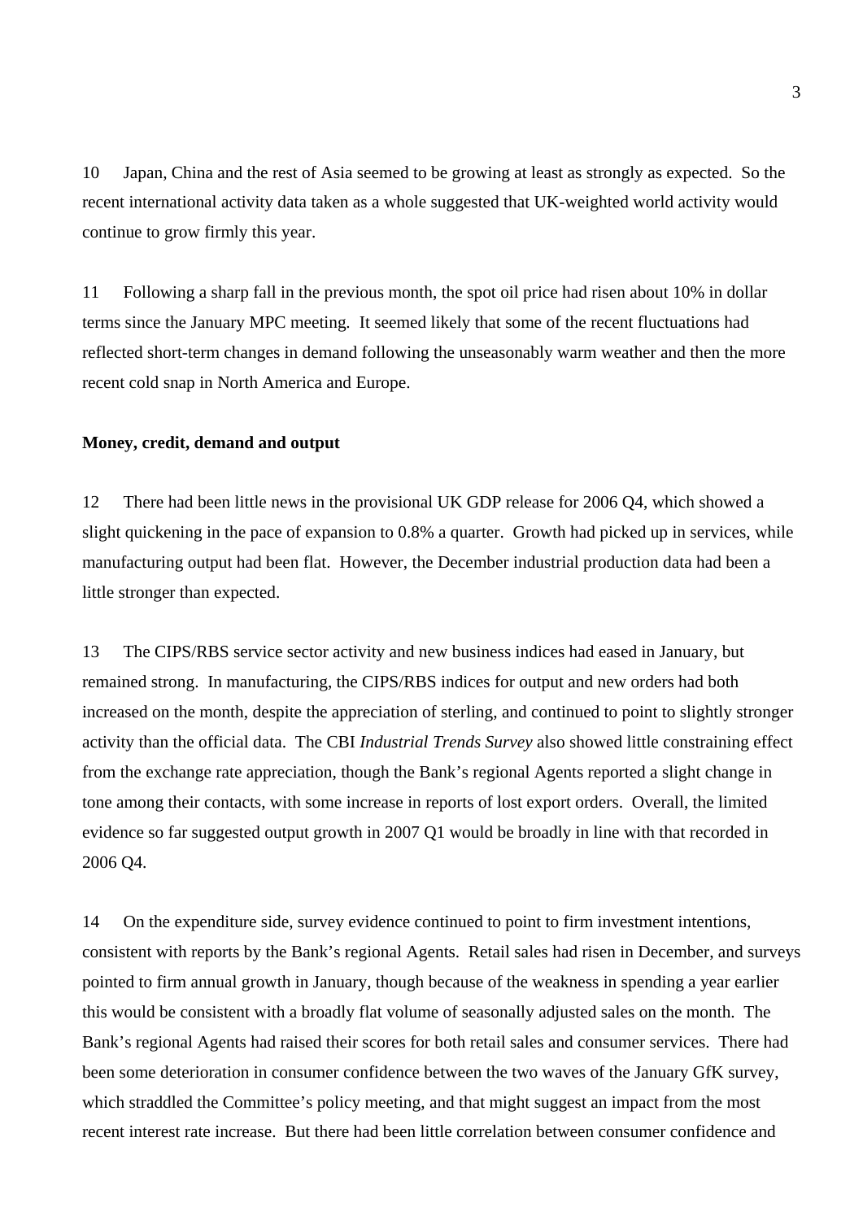10 Japan, China and the rest of Asia seemed to be growing at least as strongly as expected. So the recent international activity data taken as a whole suggested that UK-weighted world activity would continue to grow firmly this year.

11 Following a sharp fall in the previous month, the spot oil price had risen about 10% in dollar terms since the January MPC meeting. It seemed likely that some of the recent fluctuations had reflected short-term changes in demand following the unseasonably warm weather and then the more recent cold snap in North America and Europe.

**Money, credit, demand and output**

12 There had been little news in the provisional UK GDP release for 2006 Q4, which showed a slight quickening in the pace of expansion to 0.8% a quarter. Growth had picked up in services, while manufacturing output had been flat. However, the December industrial production data had been a little stronger than expected.

13 The CIPS/RBS service sector activity and new business indices had eased in January, but remained strong. In manufacturing, the CIPS/RBS indices for output and new orders had both increased on the month, despite the appreciation of sterling, and continued to point to slightly stronger activity than the official data. The CBI *Industrial Trends Survey* also showed little constraining effect from the exchange rate appreciation, though the Bank's regional Agents reported a slight change in tone among their contacts, with some increase in reports of lost export orders. Overall, the limited evidence so far suggested output growth in 2007 Q1 would be broadly in line with that recorded in 2006 Q4.

14 On the expenditure side, survey evidence continued to point to firm investment intentions, consistent with reports by the Bank's regional Agents. Retail sales had risen in December, and surveys pointed to firm annual growth in January, though because of the weakness in spending a year earlier this would be consistent with a broadly flat volume of seasonally adjusted sales on the month. The Bank's regional Agents had raised their scores for both retail sales and consumer services. There had been some deterioration in consumer confidence between the two waves of the January GfK survey, which straddled the Committee's policy meeting, and that might suggest an impact from the most recent interest rate increase. But there had been little correlation between consumer confidence and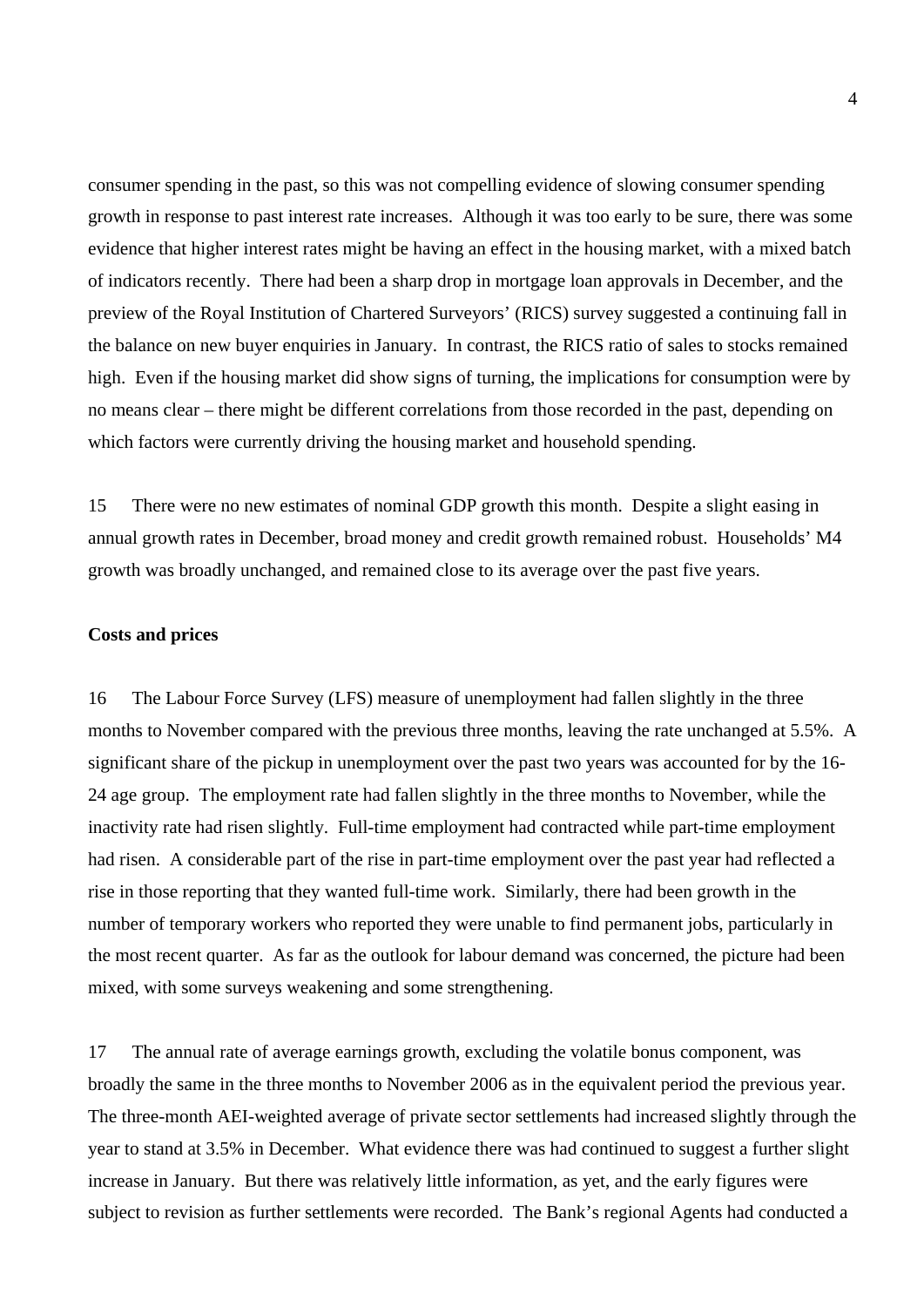consumer spending in the past, so this was not compelling evidence of slowing consumer spending growth in response to past interest rate increases. Although it was too early to be sure, there was some evidence that higher interest rates might be having an effect in the housing market, with a mixed batch of indicators recently. There had been a sharp drop in mortgage loan approvals in December, and the preview of the Royal Institution of Chartered Surveyors' (RICS) survey suggested a continuing fall in the balance on new buyer enquiries in January. In contrast, the RICS ratio of sales to stocks remained high. Even if the housing market did show signs of turning, the implications for consumption were by no means clear – there might be different correlations from those recorded in the past, depending on which factors were currently driving the housing market and household spending.

15 There were no new estimates of nominal GDP growth this month. Despite a slight easing in annual growth rates in December, broad money and credit growth remained robust. Households' M4 growth was broadly unchanged, and remained close to its average over the past five years.

**Costs and prices**

16 The Labour Force Survey (LFS) measure of unemployment had fallen slightly in the three months to November compared with the previous three months, leaving the rate unchanged at 5.5%. A significant share of the pickup in unemployment over the past two years was accounted for by the 16-24 age group. The employment rate had fallen slightly in the three months to November, while the inactivity rate had risen slightly. Full-time employment had contracted while part-time employment had risen. A considerable part of the rise in part-time employment over the past year had reflected a rise in those reporting that they wanted full-time work. Similarly, there had been growth in the number of temporary workers who reported they were unable to find permanent jobs, particularly in the most recent quarter. As far as the outlook for labour demand was concerned, the picture had been mixed, with some surveys weakening and some strengthening.

17 The annual rate of average earnings growth, excluding the volatile bonus component, was broadly the same in the three months to November 2006 as in the equivalent period the previous year. The three-month AEI-weighted average of private sector settlements had increased slightly through the year to stand at 3.5% in December. What evidence there was had continued to suggest a further slight increase in January. But there was relatively little information, as yet, and the early figures were subject to revision as further settlements were recorded. The Bank's regional Agents had conducted a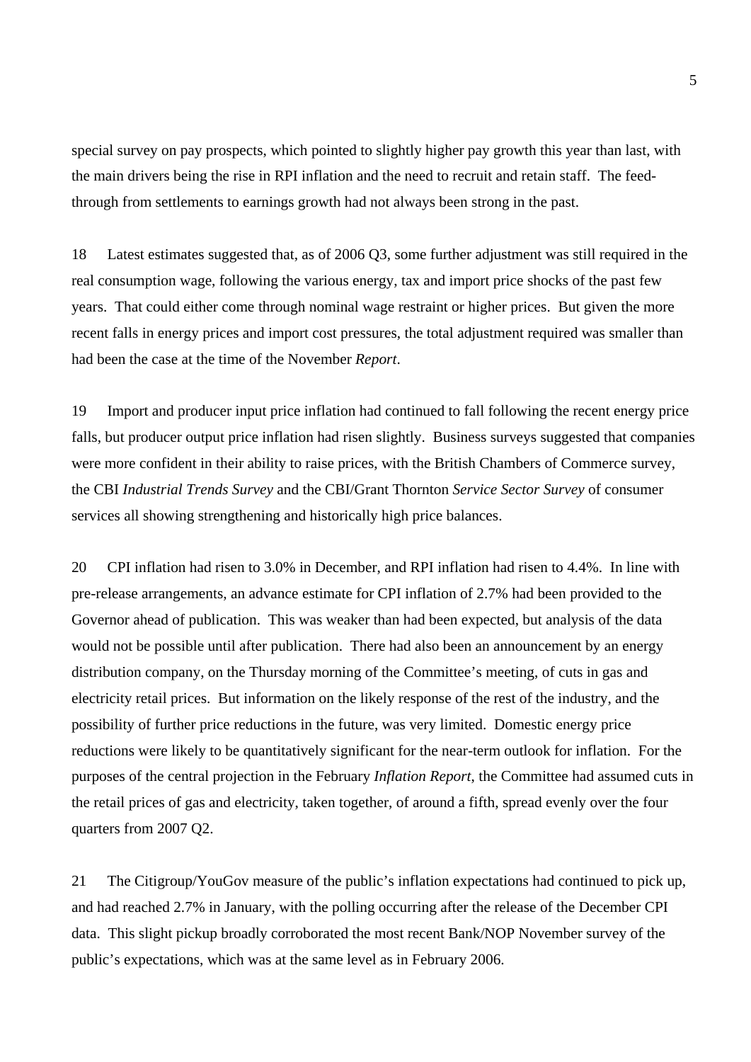special survey on pay prospects, which pointed to slightly higher pay growth this year than last, with the main drivers being the rise in RPI inflation and the need to recruit and retain staff. The feed-through from settlements to earnings growth had not always been strong in the past.

18 Latest estimates suggested that, as of 2006 Q3, some further adjustment was still required in the real consumption wage, following the various energy, tax and import price shocks of the past few years. That could either come through nominal wage restraint or higher prices. But given the more recent falls in energy prices and import cost pressures, the total adjustment required was smaller than had been the case at the time of the November *Report*.

19 Import and producer input price inflation had continued to fall following the recent energy price falls, but producer output price inflation had risen slightly. Business surveys suggested that companies were more confident in their ability to raise prices, with the British Chambers of Commerce survey, the CBI *Industrial Trends Survey* and the CBI/Grant Thornton *Service Sector Survey* of consumer services all showing strengthening and historically high price balances.

20 CPI inflation had risen to 3.0% in December, and RPI inflation had risen to 4.4%. In line with pre-release arrangements, an advance estimate for CPI inflation of 2.7% had been provided to the Governor ahead of publication. This was weaker than had been expected, but analysis of the data would not be possible until after publication. There had also been an announcement by an energy distribution company, on the Thursday morning of the Committee's meeting, of cuts in gas and electricity retail prices. But information on the likely response of the rest of the industry, and the possibility of further price reductions in the future, was very limited. Domestic energy price reductions were likely to be quantitatively significant for the near-term outlook for inflation. For the purposes of the central projection in the February *Inflation Report*, the Committee had assumed cuts in the retail prices of gas and electricity, taken together, of around a fifth, spread evenly over the four quarters from 2007 Q2.

21 The Citigroup/YouGov measure of the public's inflation expectations had continued to pick up, and had reached 2.7% in January, with the polling occurring after the release of the December CPI data. This slight pickup broadly corroborated the most recent Bank/NOP November survey of the public's expectations, which was at the same level as in February 2006.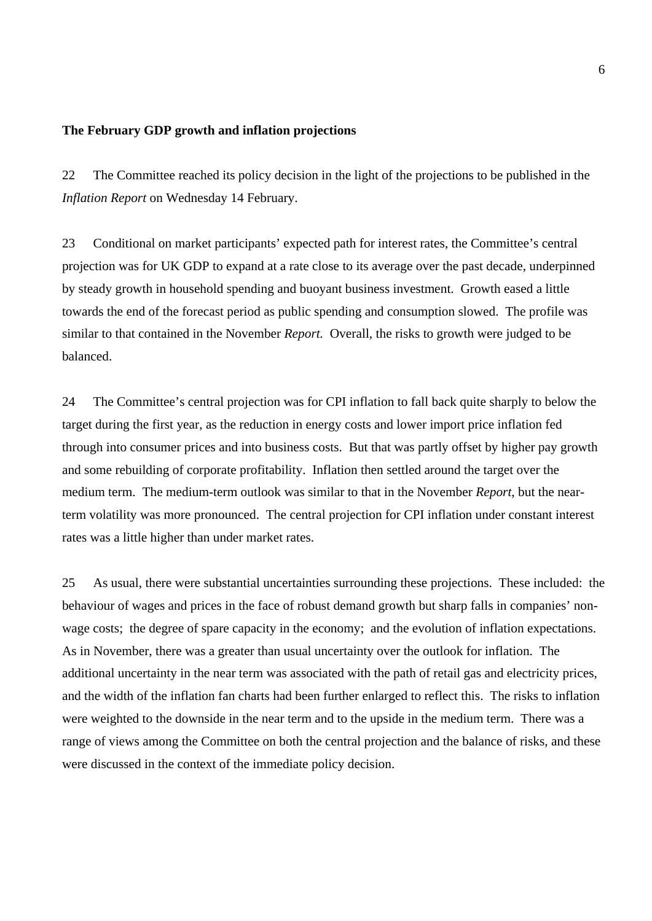**The February GDP growth and inflation projections**

22 The Committee reached its policy decision in the light of the projections to be published in the *Inflation Report* on Wednesday 14 February.

23 Conditional on market participants' expected path for interest rates, the Committee's central projection was for UK GDP to expand at a rate close to its average over the past decade, underpinned by steady growth in household spending and buoyant business investment. Growth eased a little towards the end of the forecast period as public spending and consumption slowed. The profile was similar to that contained in the November *Report.* Overall, the risks to growth were judged to be balanced.

24 The Committee's central projection was for CPI inflation to fall back quite sharply to below the target during the first year, as the reduction in energy costs and lower import price inflation fed through into consumer prices and into business costs. But that was partly offset by higher pay growth and some rebuilding of corporate profitability. Inflation then settled around the target over the medium term. The medium-term outlook was similar to that in the November *Report*, but the near-term volatility was more pronounced. The central projection for CPI inflation under constant interest rates was a little higher than under market rates.

25 As usual, there were substantial uncertainties surrounding these projections. These included: the behaviour of wages and prices in the face of robust demand growth but sharp falls in companies' non-wage costs; the degree of spare capacity in the economy; and the evolution of inflation expectations. As in November, there was a greater than usual uncertainty over the outlook for inflation. The additional uncertainty in the near term was associated with the path of retail gas and electricity prices, and the width of the inflation fan charts had been further enlarged to reflect this. The risks to inflation were weighted to the downside in the near term and to the upside in the medium term. There was a range of views among the Committee on both the central projection and the balance of risks, and these were discussed in the context of the immediate policy decision.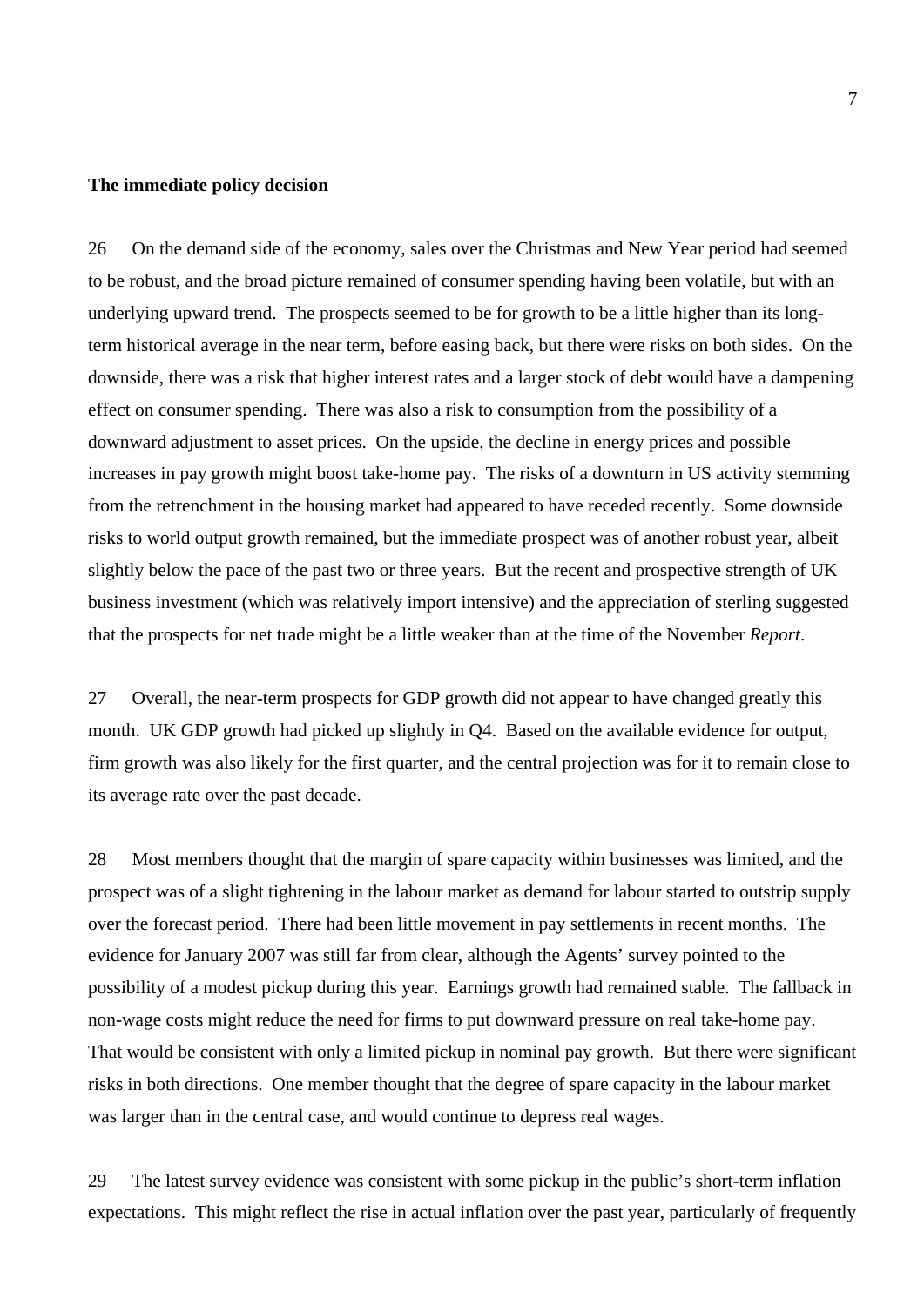**The immediate policy decision**

26 On the demand side of the economy, sales over the Christmas and New Year period had seemed to be robust, and the broad picture remained of consumer spending having been volatile, but with an underlying upward trend. The prospects seemed to be for growth to be a little higher than its long-term historical average in the near term, before easing back, but there were risks on both sides. On the downside, there was a risk that higher interest rates and a larger stock of debt would have a dampening effect on consumer spending. There was also a risk to consumption from the possibility of a downward adjustment to asset prices. On the upside, the decline in energy prices and possible increases in pay growth might boost take-home pay. The risks of a downturn in US activity stemming from the retrenchment in the housing market had appeared to have receded recently. Some downside risks to world output growth remained, but the immediate prospect was of another robust year, albeit slightly below the pace of the past two or three years. But the recent and prospective strength of UK business investment (which was relatively import intensive) and the appreciation of sterling suggested that the prospects for net trade might be a little weaker than at the time of the November *Report*.

27 Overall, the near-term prospects for GDP growth did not appear to have changed greatly this month. UK GDP growth had picked up slightly in Q4. Based on the available evidence for output, firm growth was also likely for the first quarter, and the central projection was for it to remain close to its average rate over the past decade.

28 Most members thought that the margin of spare capacity within businesses was limited, and the prospect was of a slight tightening in the labour market as demand for labour started to outstrip supply over the forecast period. There had been little movement in pay settlements in recent months. The evidence for January 2007 was still far from clear, although the Agents' survey pointed to the possibility of a modest pickup during this year. Earnings growth had remained stable. The fallback in non-wage costs might reduce the need for firms to put downward pressure on real take-home pay. That would be consistent with only a limited pickup in nominal pay growth. But there were significant risks in both directions. One member thought that the degree of spare capacity in the labour market was larger than in the central case, and would continue to depress real wages.

29 The latest survey evidence was consistent with some pickup in the public's short-term inflation expectations. This might reflect the rise in actual inflation over the past year, particularly of frequently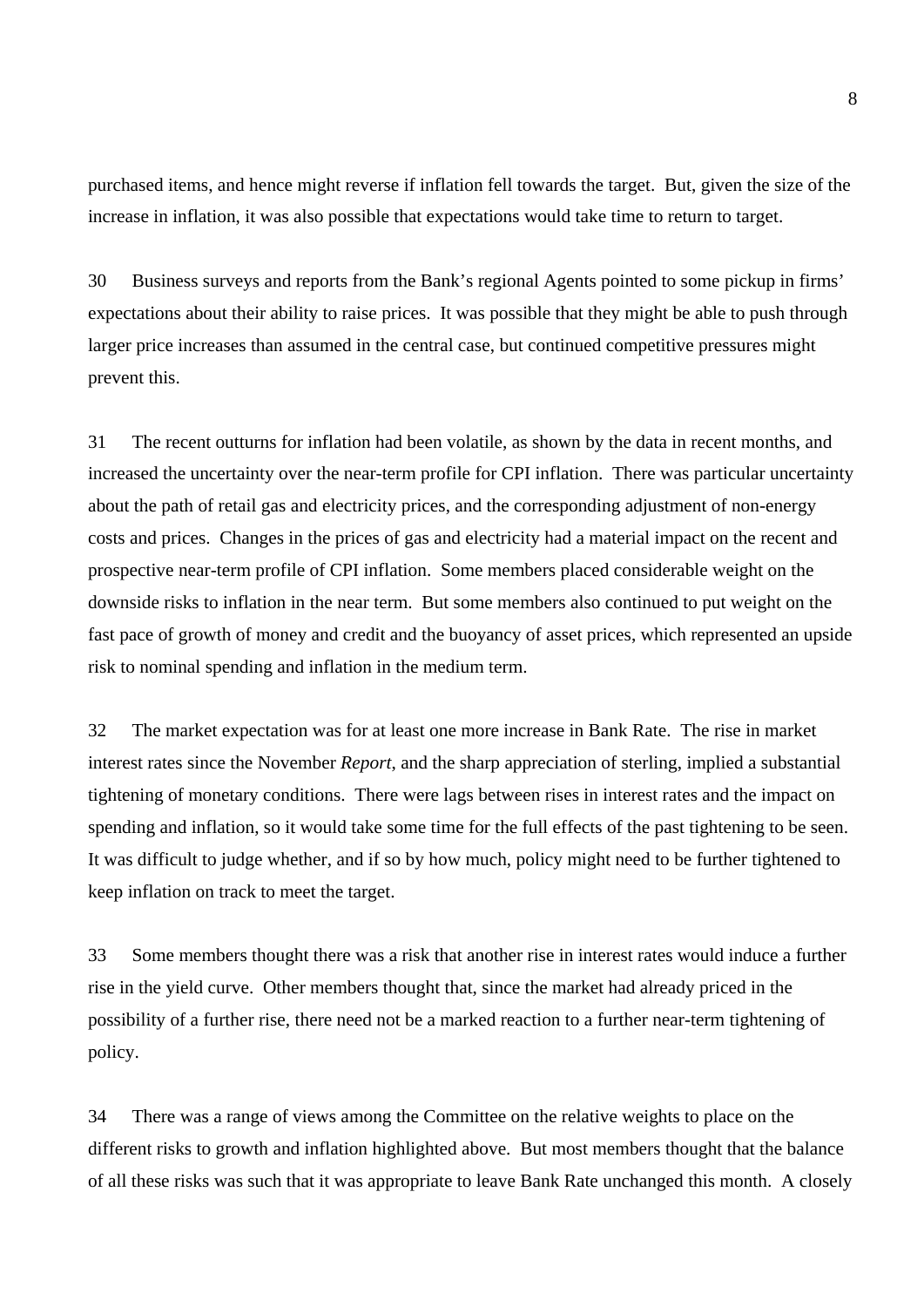purchased items, and hence might reverse if inflation fell towards the target. But, given the size of the increase in inflation, it was also possible that expectations would take time to return to target.

30 Business surveys and reports from the Bank's regional Agents pointed to some pickup in firms' expectations about their ability to raise prices. It was possible that they might be able to push through larger price increases than assumed in the central case, but continued competitive pressures might prevent this.

31 The recent outturns for inflation had been volatile, as shown by the data in recent months, and increased the uncertainty over the near-term profile for CPI inflation. There was particular uncertainty about the path of retail gas and electricity prices, and the corresponding adjustment of non-energy costs and prices. Changes in the prices of gas and electricity had a material impact on the recent and prospective near-term profile of CPI inflation. Some members placed considerable weight on the downside risks to inflation in the near term. But some members also continued to put weight on the fast pace of growth of money and credit and the buoyancy of asset prices, which represented an upside risk to nominal spending and inflation in the medium term.

32 The market expectation was for at least one more increase in Bank Rate. The rise in market interest rates since the November *Report*, and the sharp appreciation of sterling, implied a substantial tightening of monetary conditions. There were lags between rises in interest rates and the impact on spending and inflation, so it would take some time for the full effects of the past tightening to be seen. It was difficult to judge whether, and if so by how much, policy might need to be further tightened to keep inflation on track to meet the target.

33 Some members thought there was a risk that another rise in interest rates would induce a further rise in the yield curve. Other members thought that, since the market had already priced in the possibility of a further rise, there need not be a marked reaction to a further near-term tightening of policy.

34 There was a range of views among the Committee on the relative weights to place on the different risks to growth and inflation highlighted above. But most members thought that the balance of all these risks was such that it was appropriate to leave Bank Rate unchanged this month. A closely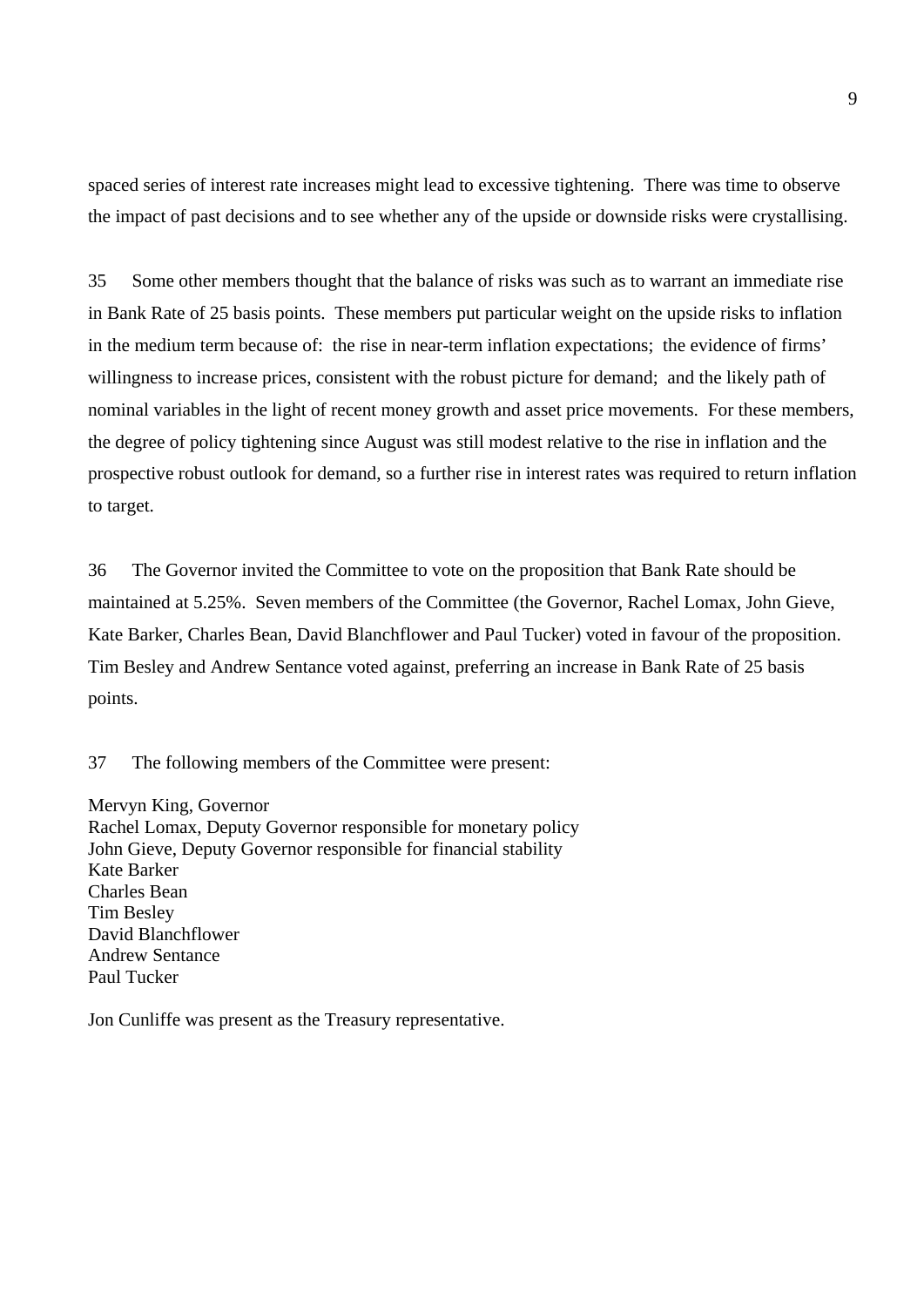spaced series of interest rate increases might lead to excessive tightening. There was time to observe the impact of past decisions and to see whether any of the upside or downside risks were crystallising.

35 Some other members thought that the balance of risks was such as to warrant an immediate rise in Bank Rate of 25 basis points. These members put particular weight on the upside risks to inflation in the medium term because of: the rise in near-term inflation expectations; the evidence of firms' willingness to increase prices, consistent with the robust picture for demand; and the likely path of nominal variables in the light of recent money growth and asset price movements. For these members, the degree of policy tightening since August was still modest relative to the rise in inflation and the prospective robust outlook for demand, so a further rise in interest rates was required to return inflation to target.

36 The Governor invited the Committee to vote on the proposition that Bank Rate should be maintained at 5.25%. Seven members of the Committee (the Governor, Rachel Lomax, John Gieve, Kate Barker, Charles Bean, David Blanchflower and Paul Tucker) voted in favour of the proposition. Tim Besley and Andrew Sentance voted against, preferring an increase in Bank Rate of 25 basis points.

37 The following members of the Committee were present:

Mervyn King, Governor
Rachel Lomax, Deputy Governor responsible for monetary policy
John Gieve, Deputy Governor responsible for financial stability
Kate Barker
Charles Bean
Tim Besley
David Blanchflower
Andrew Sentance
Paul Tucker

Jon Cunliffe was present as the Treasury representative.